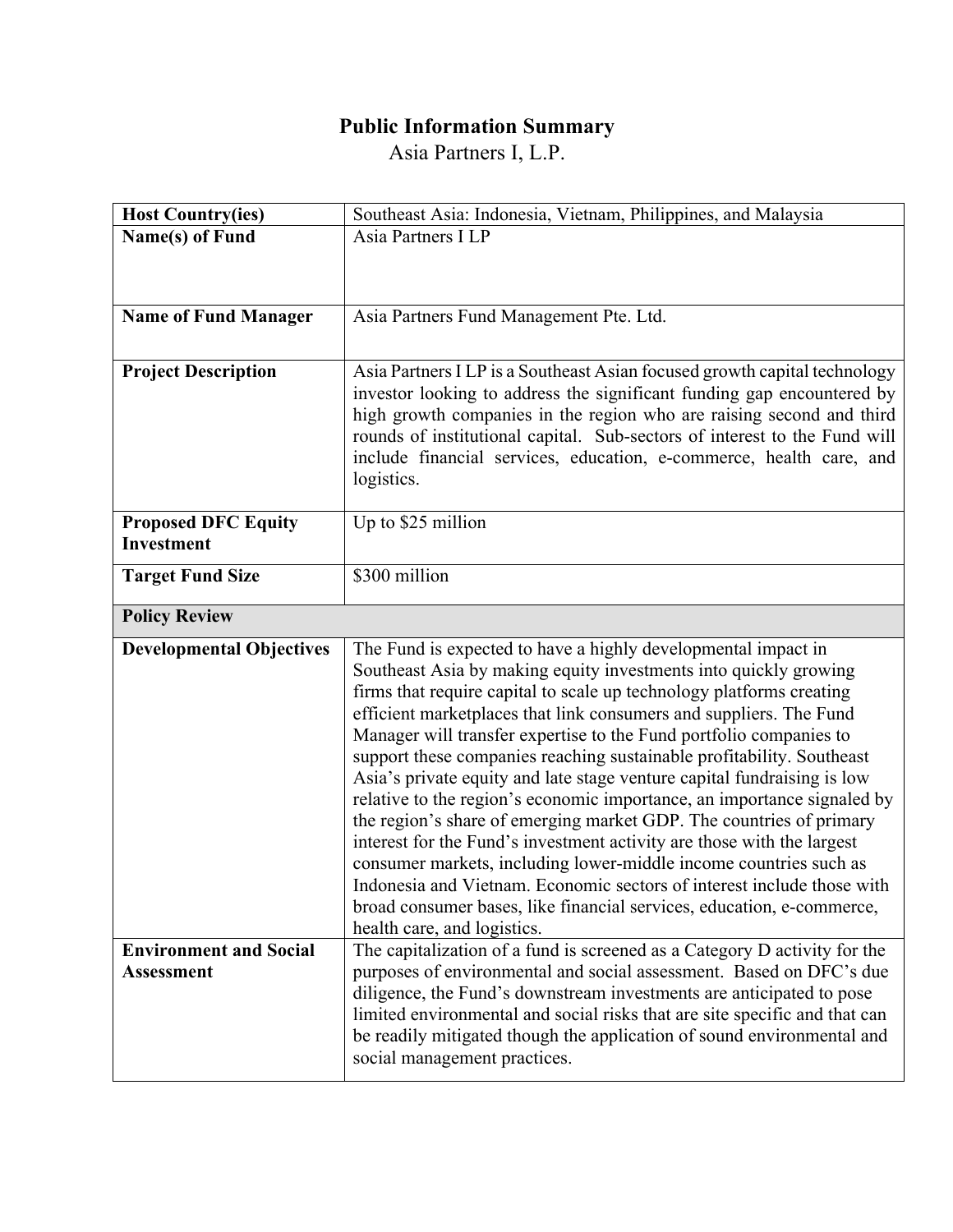# Public Information Summary

Asia Partners I, L.P.

| **Host Country(ies)** | Southeast Asia: Indonesia, Vietnam, Philippines, and Malaysia |
|---|---|
| **Name(s) of Fund** | Asia Partners I LP |
| **Name of Fund Manager** | Asia Partners Fund Management Pte. Ltd. |
| **Project Description** | Asia Partners I LP is a Southeast Asian focused growth capital technology investor looking to address the significant funding gap encountered by high growth companies in the region who are raising second and third rounds of institutional capital. Sub-sectors of interest to the Fund will include financial services, education, e-commerce, health care, and logistics. |
| **Proposed DFC Equity Investment** | Up to $25 million |
| **Target Fund Size** | $300 million |
| **Policy Review** | |
| **Developmental Objectives** | The Fund is expected to have a highly developmental impact in Southeast Asia by making equity investments into quickly growing firms that require capital to scale up technology platforms creating efficient marketplaces that link consumers and suppliers. The Fund Manager will transfer expertise to the Fund portfolio companies to support these companies reaching sustainable profitability. Southeast Asia's private equity and late stage venture capital fundraising is low relative to the region's economic importance, an importance signaled by the region's share of emerging market GDP. The countries of primary interest for the Fund's investment activity are those with the largest consumer markets, including lower-middle income countries such as Indonesia and Vietnam. Economic sectors of interest include those with broad consumer bases, like financial services, education, e-commerce, health care, and logistics. |
| **Environment and Social Assessment** | The capitalization of a fund is screened as a Category D activity for the purposes of environmental and social assessment. Based on DFC's due diligence, the Fund's downstream investments are anticipated to pose limited environmental and social risks that are site specific and that can be readily mitigated though the application of sound environmental and social management practices. |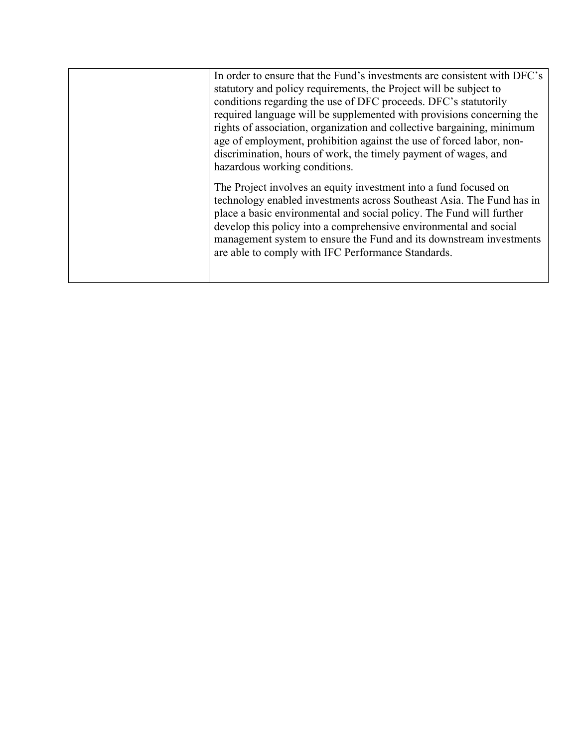| | |
|---|---|
| | In order to ensure that the Fund's investments are consistent with DFC's statutory and policy requirements, the Project will be subject to conditions regarding the use of DFC proceeds. DFC's statutorily required language will be supplemented with provisions concerning the rights of association, organization and collective bargaining, minimum age of employment, prohibition against the use of forced labor, non-discrimination, hours of work, the timely payment of wages, and hazardous working conditions.<br><br>The Project involves an equity investment into a fund focused on technology enabled investments across Southeast Asia. The Fund has in place a basic environmental and social policy. The Fund will further develop this policy into a comprehensive environmental and social management system to ensure the Fund and its downstream investments are able to comply with IFC Performance Standards. |